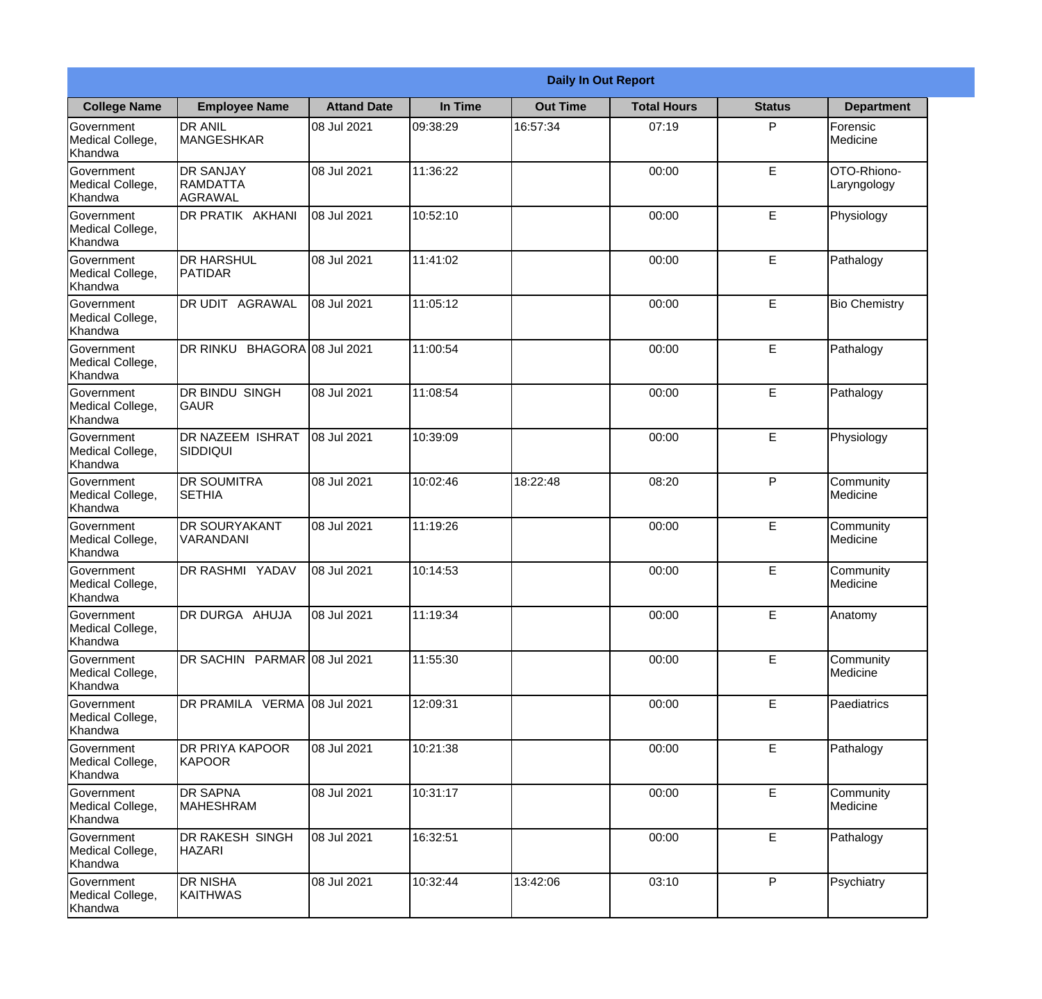| Daily In Out Report | | | | | | | |
|---|---|---|---|---|---|---|---|
| **College Name** | **Employee Name** | **Attand Date** | **In Time** | **Out Time** | **Total Hours** | **Status** | **Department** |
| Government Medical College, Khandwa | DR ANIL MANGESHKAR | 08 Jul 2021 | 09:38:29 | 16:57:34 | 07:19 | P | Forensic Medicine |
| Government Medical College, Khandwa | DR SANJAY RAMDATTA AGRAWAL | 08 Jul 2021 | 11:36:22 | | 00:00 | E | OTO-Rhiono-Laryngology |
| Government Medical College, Khandwa | DR PRATIK AKHANI | 08 Jul 2021 | 10:52:10 | | 00:00 | E | Physiology |
| Government Medical College, Khandwa | DR HARSHUL PATIDAR | 08 Jul 2021 | 11:41:02 | | 00:00 | E | Pathalogy |
| Government Medical College, Khandwa | DR UDIT AGRAWAL | 08 Jul 2021 | 11:05:12 | | 00:00 | E | Bio Chemistry |
| Government Medical College, Khandwa | DR RINKU BHAGORA | 08 Jul 2021 | 11:00:54 | | 00:00 | E | Pathalogy |
| Government Medical College, Khandwa | DR BINDU SINGH GAUR | 08 Jul 2021 | 11:08:54 | | 00:00 | E | Pathalogy |
| Government Medical College, Khandwa | DR NAZEEM ISHRAT SIDDIQUI | 08 Jul 2021 | 10:39:09 | | 00:00 | E | Physiology |
| Government Medical College, Khandwa | DR SOUMITRA SETHIA | 08 Jul 2021 | 10:02:46 | 18:22:48 | 08:20 | P | Community Medicine |
| Government Medical College, Khandwa | DR SOURYAKANT VARANDANI | 08 Jul 2021 | 11:19:26 | | 00:00 | E | Community Medicine |
| Government Medical College, Khandwa | DR RASHMI YADAV | 08 Jul 2021 | 10:14:53 | | 00:00 | E | Community Medicine |
| Government Medical College, Khandwa | DR DURGA AHUJA | 08 Jul 2021 | 11:19:34 | | 00:00 | E | Anatomy |
| Government Medical College, Khandwa | DR SACHIN PARMAR | 08 Jul 2021 | 11:55:30 | | 00:00 | E | Community Medicine |
| Government Medical College, Khandwa | DR PRAMILA VERMA | 08 Jul 2021 | 12:09:31 | | 00:00 | E | Paediatrics |
| Government Medical College, Khandwa | DR PRIYA KAPOOR KAPOOR | 08 Jul 2021 | 10:21:38 | | 00:00 | E | Pathalogy |
| Government Medical College, Khandwa | DR SAPNA MAHESHRAM | 08 Jul 2021 | 10:31:17 | | 00:00 | E | Community Medicine |
| Government Medical College, Khandwa | DR RAKESH SINGH HAZARI | 08 Jul 2021 | 16:32:51 | | 00:00 | E | Pathalogy |
| Government Medical College, Khandwa | DR NISHA KAITHWAS | 08 Jul 2021 | 10:32:44 | 13:42:06 | 03:10 | P | Psychiatry |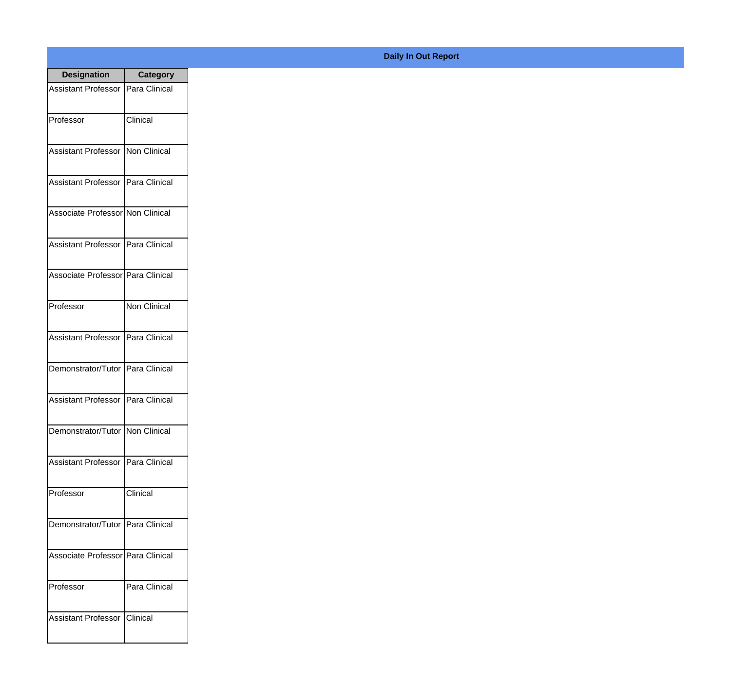# Daily In Out Report

| Designation | Category |
|---|---|
| Assistant Professor | Para Clinical |
| Professor | Clinical |
| Assistant Professor | Non Clinical |
| Assistant Professor | Para Clinical |
| Associate Professor | Non Clinical |
| Assistant Professor | Para Clinical |
| Associate Professor | Para Clinical |
| Professor | Non Clinical |
| Assistant Professor | Para Clinical |
| Demonstrator/Tutor | Para Clinical |
| Assistant Professor | Para Clinical |
| Demonstrator/Tutor | Non Clinical |
| Assistant Professor | Para Clinical |
| Professor | Clinical |
| Demonstrator/Tutor | Para Clinical |
| Associate Professor | Para Clinical |
| Professor | Para Clinical |
| Assistant Professor | Clinical |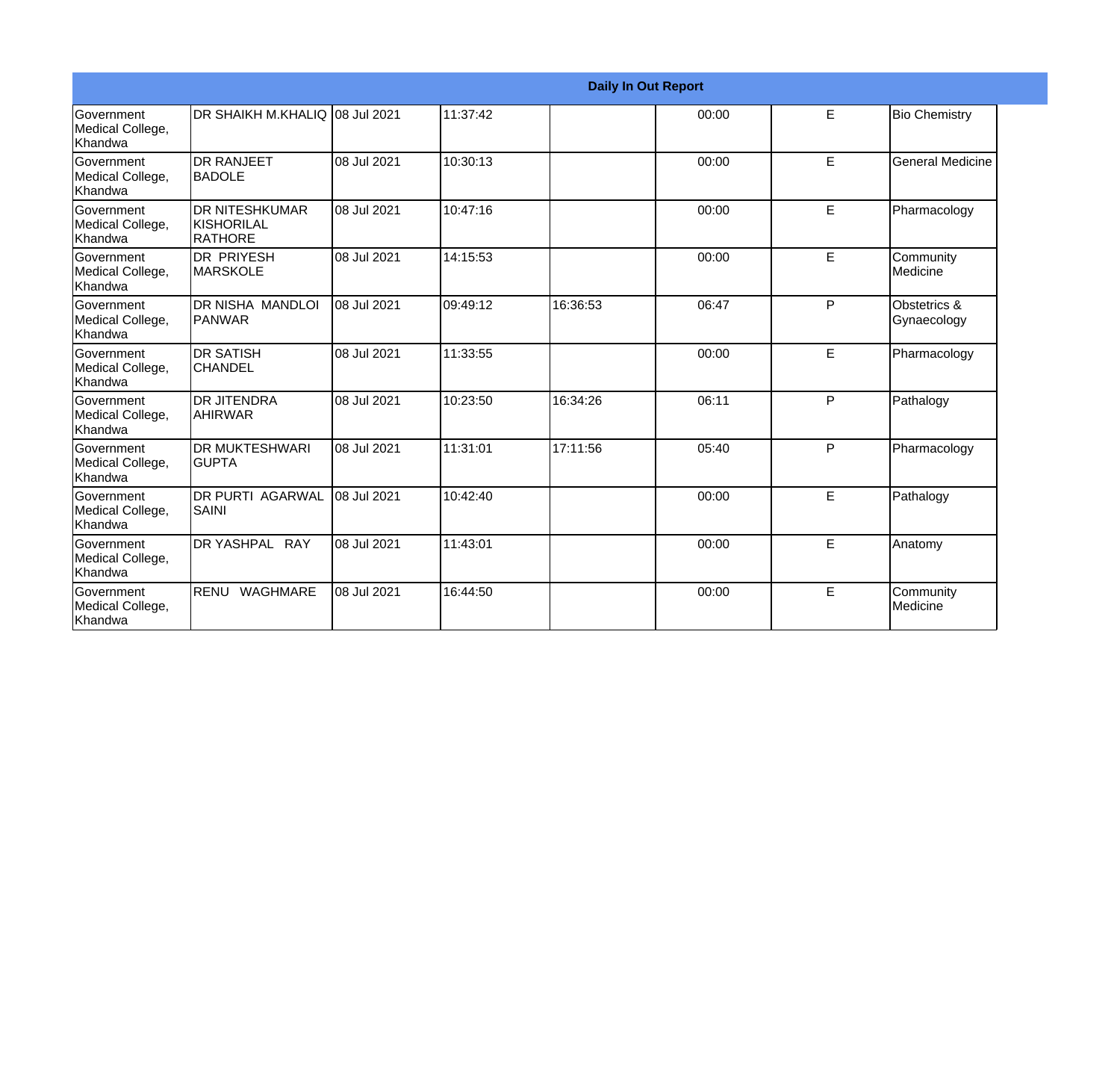| Daily In Out Report | | | | | | | |
|---|---|---|---|---|---|---|---|
| Government Medical College, Khandwa | DR SHAIKH M.KHALIQ | 08 Jul 2021 | 11:37:42 | | 00:00 | E | Bio Chemistry |
| Government Medical College, Khandwa | DR RANJEET BADOLE | 08 Jul 2021 | 10:30:13 | | 00:00 | E | General Medicine |
| Government Medical College, Khandwa | DR NITESHKUMAR KISHORILAL RATHORE | 08 Jul 2021 | 10:47:16 | | 00:00 | E | Pharmacology |
| Government Medical College, Khandwa | DR PRIYESH MARSKOLE | 08 Jul 2021 | 14:15:53 | | 00:00 | E | Community Medicine |
| Government Medical College, Khandwa | DR NISHA MANDLOI PANWAR | 08 Jul 2021 | 09:49:12 | 16:36:53 | 06:47 | P | Obstetrics & Gynaecology |
| Government Medical College, Khandwa | DR SATISH CHANDEL | 08 Jul 2021 | 11:33:55 | | 00:00 | E | Pharmacology |
| Government Medical College, Khandwa | DR JITENDRA AHIRWAR | 08 Jul 2021 | 10:23:50 | 16:34:26 | 06:11 | P | Pathalogy |
| Government Medical College, Khandwa | DR MUKTESHWARI GUPTA | 08 Jul 2021 | 11:31:01 | 17:11:56 | 05:40 | P | Pharmacology |
| Government Medical College, Khandwa | DR PURTI AGARWAL SAINI | 08 Jul 2021 | 10:42:40 | | 00:00 | E | Pathalogy |
| Government Medical College, Khandwa | DR YASHPAL RAY | 08 Jul 2021 | 11:43:01 | | 00:00 | E | Anatomy |
| Government Medical College, Khandwa | RENU WAGHMARE | 08 Jul 2021 | 16:44:50 | | 00:00 | E | Community Medicine |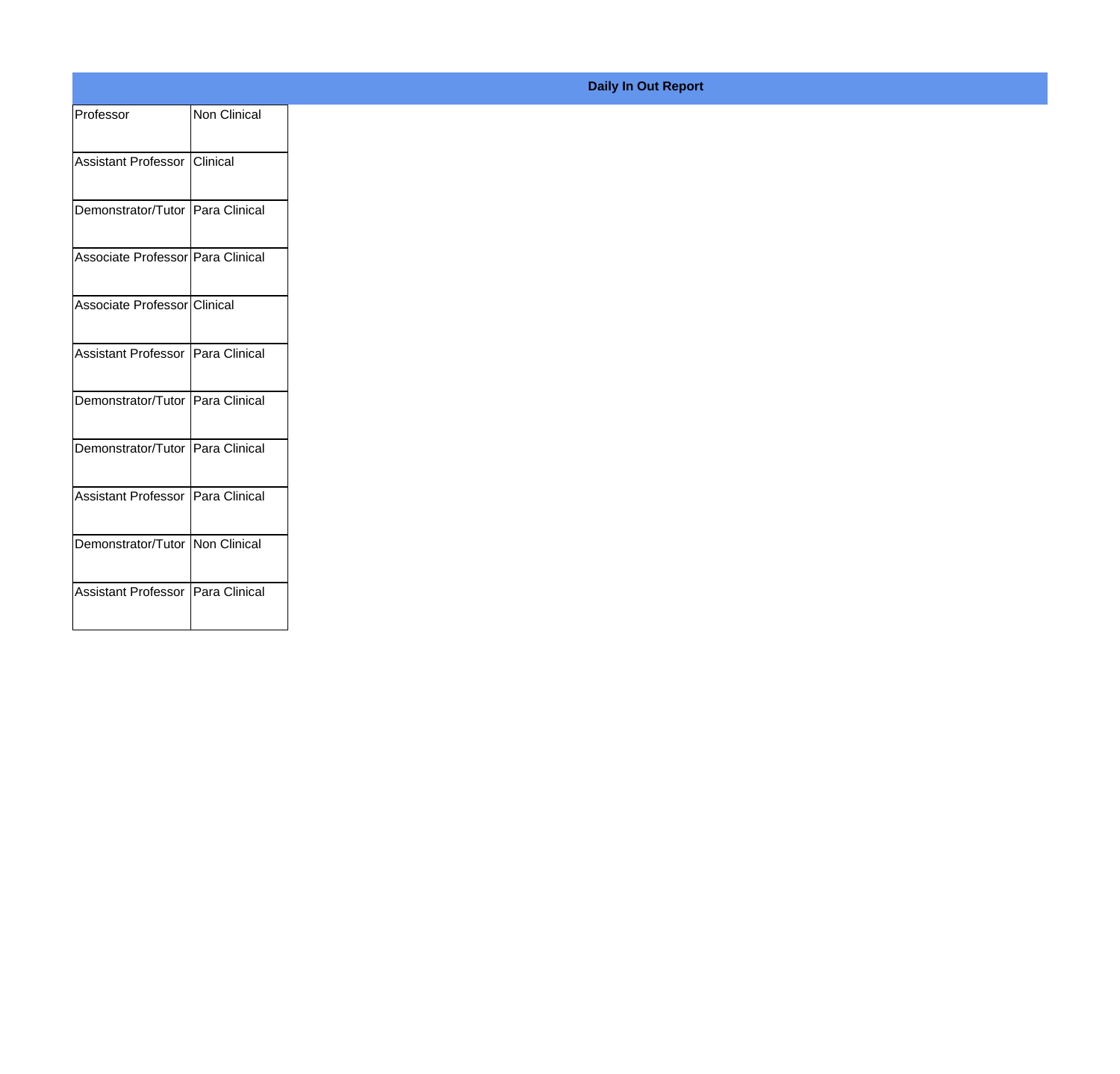**Daily In Out Report**

| | |
|---|---|
| Professor | Non Clinical |
| Assistant Professor | Clinical |
| Demonstrator/Tutor | Para Clinical |
| Associate Professor | Para Clinical |
| Associate Professor | Clinical |
| Assistant Professor | Para Clinical |
| Demonstrator/Tutor | Para Clinical |
| Demonstrator/Tutor | Para Clinical |
| Assistant Professor | Para Clinical |
| Demonstrator/Tutor | Non Clinical |
| Assistant Professor | Para Clinical |